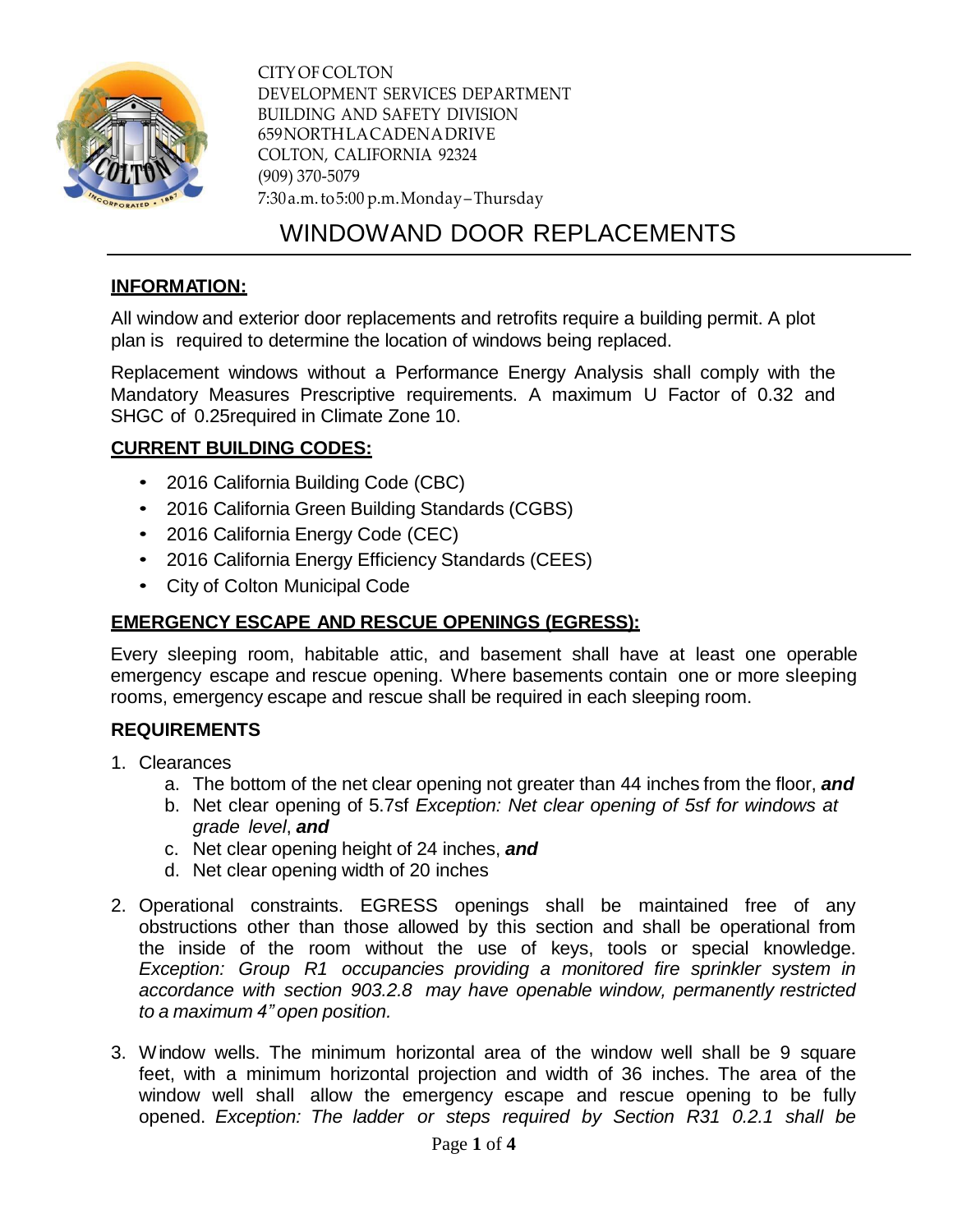CITY OF COLTON
DEVELOPMENT SERVICES DEPARTMENT
BUILDING AND SAFETY DIVISION
659 NORTH LA CADENA DRIVE
COLTON, CALIFORNIA 92324
(909) 370-5079
7:30 a.m. to 5:00 p.m. Monday – Thursday

# WINDOWAND DOOR REPLACEMENTS

## INFORMATION:

All window and exterior door replacements and retrofits require a building permit. A plot plan is required to determine the location of windows being replaced.

Replacement windows without a Performance Energy Analysis shall comply with the Mandatory Measures Prescriptive requirements. A maximum U Factor of 0.32 and SHGC of 0.25required in Climate Zone 10.

## CURRENT BUILDING CODES:

- 2016 California Building Code (CBC)
- 2016 California Green Building Standards (CGBS)
- 2016 California Energy Code (CEC)
- 2016 California Energy Efficiency Standards (CEES)
- City of Colton Municipal Code

## EMERGENCY ESCAPE AND RESCUE OPENINGS (EGRESS):

Every sleeping room, habitable attic, and basement shall have at least one operable emergency escape and rescue opening. Where basements contain one or more sleeping rooms, emergency escape and rescue shall be required in each sleeping room.

### REQUIREMENTS

1. Clearances
   a. The bottom of the net clear opening not greater than 44 inches from the floor, ***and***
   b. Net clear opening of 5.7sf *Exception: Net clear opening of 5sf for windows at grade level*, ***and***
   c. Net clear opening height of 24 inches, ***and***
   d. Net clear opening width of 20 inches
2. Operational constraints. EGRESS openings shall be maintained free of any obstructions other than those allowed by this section and shall be operational from the inside of the room without the use of keys, tools or special knowledge. *Exception: Group R1 occupancies providing a monitored fire sprinkler system in accordance with section 903.2.8 may have openable window, permanently restricted to a maximum 4" open position.*
3. Window wells. The minimum horizontal area of the window well shall be 9 square feet, with a minimum horizontal projection and width of 36 inches. The area of the window well shall allow the emergency escape and rescue opening to be fully opened. *Exception: The ladder or steps required by Section R31 0.2.1 shall be*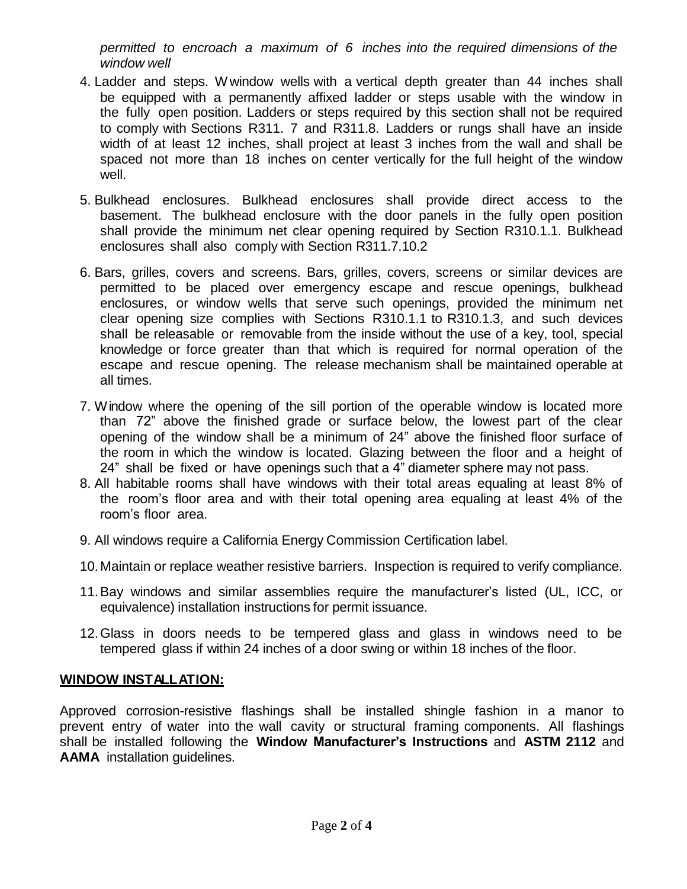*permitted to encroach a maximum of 6 inches into the required dimensions of the window well*

4. Ladder and steps. Wwindow wells with a vertical depth greater than 44 inches shall be equipped with a permanently affixed ladder or steps usable with the window in the fully open position. Ladders or steps required by this section shall not be required to comply with Sections R311. 7 and R311.8. Ladders or rungs shall have an inside width of at least 12 inches, shall project at least 3 inches from the wall and shall be spaced not more than 18 inches on center vertically for the full height of the window well.

5. Bulkhead enclosures. Bulkhead enclosures shall provide direct access to the basement. The bulkhead enclosure with the door panels in the fully open position shall provide the minimum net clear opening required by Section R310.1.1. Bulkhead enclosures shall also comply with Section R311.7.10.2

6. Bars, grilles, covers and screens. Bars, grilles, covers, screens or similar devices are permitted to be placed over emergency escape and rescue openings, bulkhead enclosures, or window wells that serve such openings, provided the minimum net clear opening size complies with Sections R310.1.1 to R310.1.3, and such devices shall be releasable or removable from the inside without the use of a key, tool, special knowledge or force greater than that which is required for normal operation of the escape and rescue opening. The release mechanism shall be maintained operable at all times.

7. Window where the opening of the sill portion of the operable window is located more than 72" above the finished grade or surface below, the lowest part of the clear opening of the window shall be a minimum of 24" above the finished floor surface of the room in which the window is located. Glazing between the floor and a height of 24" shall be fixed or have openings such that a 4" diameter sphere may not pass.

8. All habitable rooms shall have windows with their total areas equaling at least 8% of the room's floor area and with their total opening area equaling at least 4% of the room's floor area.

9. All windows require a California Energy Commission Certification label.

10. Maintain or replace weather resistive barriers. Inspection is required to verify compliance.

11. Bay windows and similar assemblies require the manufacturer's listed (UL, ICC, or equivalence) installation instructions for permit issuance.

12. Glass in doors needs to be tempered glass and glass in windows need to be tempered glass if within 24 inches of a door swing or within 18 inches of the floor.

## WINDOW INSTALLATION:

Approved corrosion-resistive flashings shall be installed shingle fashion in a manor to prevent entry of water into the wall cavity or structural framing components. All flashings shall be installed following the **Window Manufacturer's Instructions** and **ASTM 2112** and **AAMA** installation guidelines.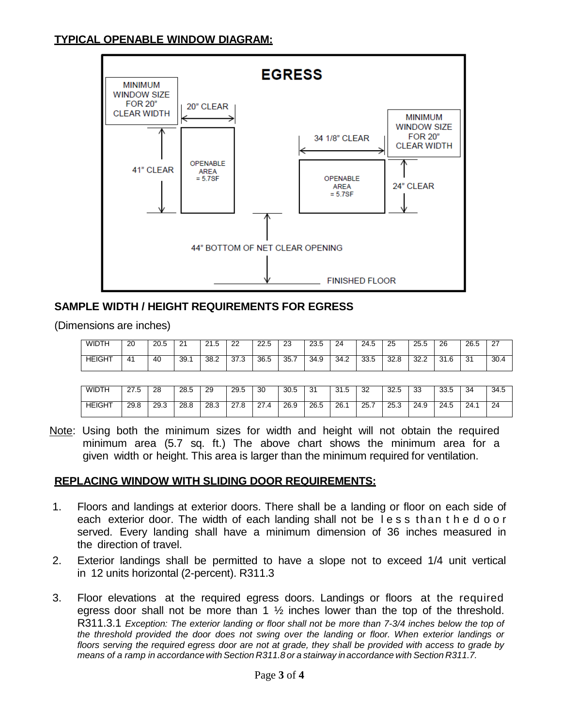**TYPICAL OPENABLE WINDOW DIAGRAM:**

EGRESS

MINIMUM WINDOW SIZE FOR 20" CLEAR WIDTH

20" CLEAR

41" CLEAR

OPENABLE AREA = 5.7SF

34 1/8" CLEAR

MINIMUM WINDOW SIZE FOR 20" CLEAR WIDTH

OPENABLE AREA = 5.7SF

24" CLEAR

44" BOTTOM OF NET CLEAR OPENING

FINISHED FLOOR

## SAMPLE WIDTH / HEIGHT REQUIREMENTS FOR EGRESS

(Dimensions are inches)

| WIDTH | 20 | 20.5 | 21 | 21.5 | 22 | 22.5 | 23 | 23.5 | 24 | 24.5 | 25 | 25.5 | 26 | 26.5 | 27 |
|---|---|---|---|---|---|---|---|---|---|---|---|---|---|---|---|
| HEIGHT | 41 | 40 | 39.1 | 38.2 | 37.3 | 36.5 | 35.7 | 34.9 | 34.2 | 33.5 | 32.8 | 32.2 | 31.6 | 31 | 30.4 |

| WIDTH | 27.5 | 28 | 28.5 | 29 | 29.5 | 30 | 30.5 | 31 | 31.5 | 32 | 32.5 | 33 | 33.5 | 34 | 34.5 |
|---|---|---|---|---|---|---|---|---|---|---|---|---|---|---|---|
| HEIGHT | 29.8 | 29.3 | 28.8 | 28.3 | 27.8 | 27.4 | 26.9 | 26.5 | 26.1 | 25.7 | 25.3 | 24.9 | 24.5 | 24.1 | 24 |

Note: Using both the minimum sizes for width and height will not obtain the required minimum area (5.7 sq. ft.) The above chart shows the minimum area for a given width or height. This area is larger than the minimum required for ventilation.

**REPLACING WINDOW WITH SLIDING DOOR REQUIREMENTS:**

1. Floors and landings at exterior doors. There shall be a landing or floor on each side of each exterior door. The width of each landing shall not be less than the door served. Every landing shall have a minimum dimension of 36 inches measured in the direction of travel.
2. Exterior landings shall be permitted to have a slope not to exceed 1/4 unit vertical in 12 units horizontal (2-percent). R311.3
3. Floor elevations at the required egress doors. Landings or floors at the required egress door shall not be more than 1 ½ inches lower than the top of the threshold. R311.3.1 *Exception: The exterior landing or floor shall not be more than 7-3/4 inches below the top of the threshold provided the door does not swing over the landing or floor. When exterior landings or floors serving the required egress door are not at grade, they shall be provided with access to grade by means of a ramp in accordance with Section R311.8 or a stairway in accordance with Section R311.7.*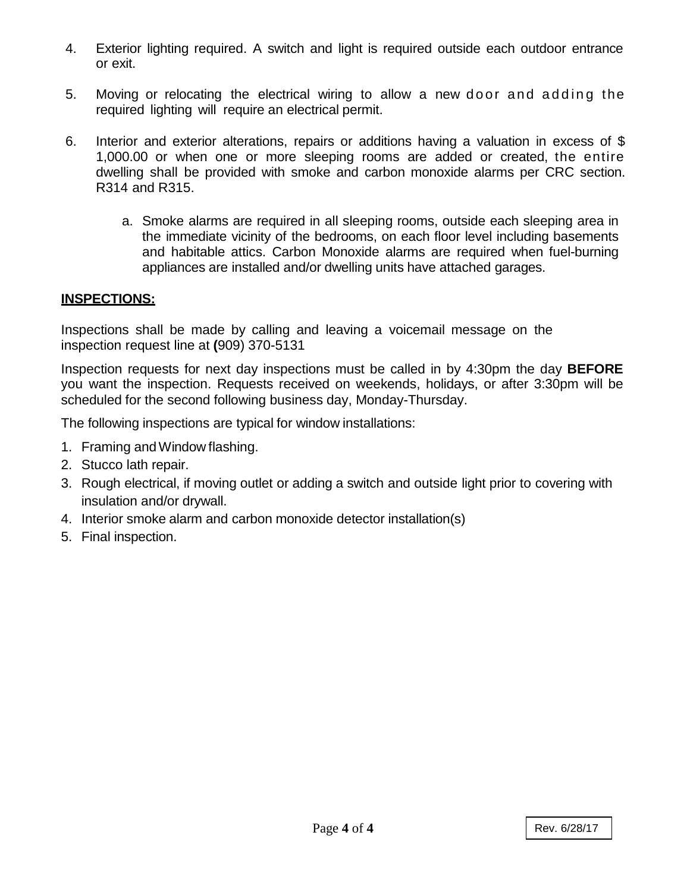4. Exterior lighting required. A switch and light is required outside each outdoor entrance or exit.

5. Moving or relocating the electrical wiring to allow a new door and adding the required lighting will require an electrical permit.

6. Interior and exterior alterations, repairs or additions having a valuation in excess of $ 1,000.00 or when one or more sleeping rooms are added or created, the entire dwelling shall be provided with smoke and carbon monoxide alarms per CRC section. R314 and R315.

   a. Smoke alarms are required in all sleeping rooms, outside each sleeping area in the immediate vicinity of the bedrooms, on each floor level including basements and habitable attics. Carbon Monoxide alarms are required when fuel-burning appliances are installed and/or dwelling units have attached garages.

**INSPECTIONS:**

Inspections shall be made by calling and leaving a voicemail message on the inspection request line at **(**909) 370-5131

Inspection requests for next day inspections must be called in by 4:30pm the day **BEFORE** you want the inspection. Requests received on weekends, holidays, or after 3:30pm will be scheduled for the second following business day, Monday-Thursday.

The following inspections are typical for window installations:

1. Framing and Window flashing.
2. Stucco lath repair.
3. Rough electrical, if moving outlet or adding a switch and outside light prior to covering with insulation and/or drywall.
4. Interior smoke alarm and carbon monoxide detector installation(s)
5. Final inspection.

Rev. 6/28/17